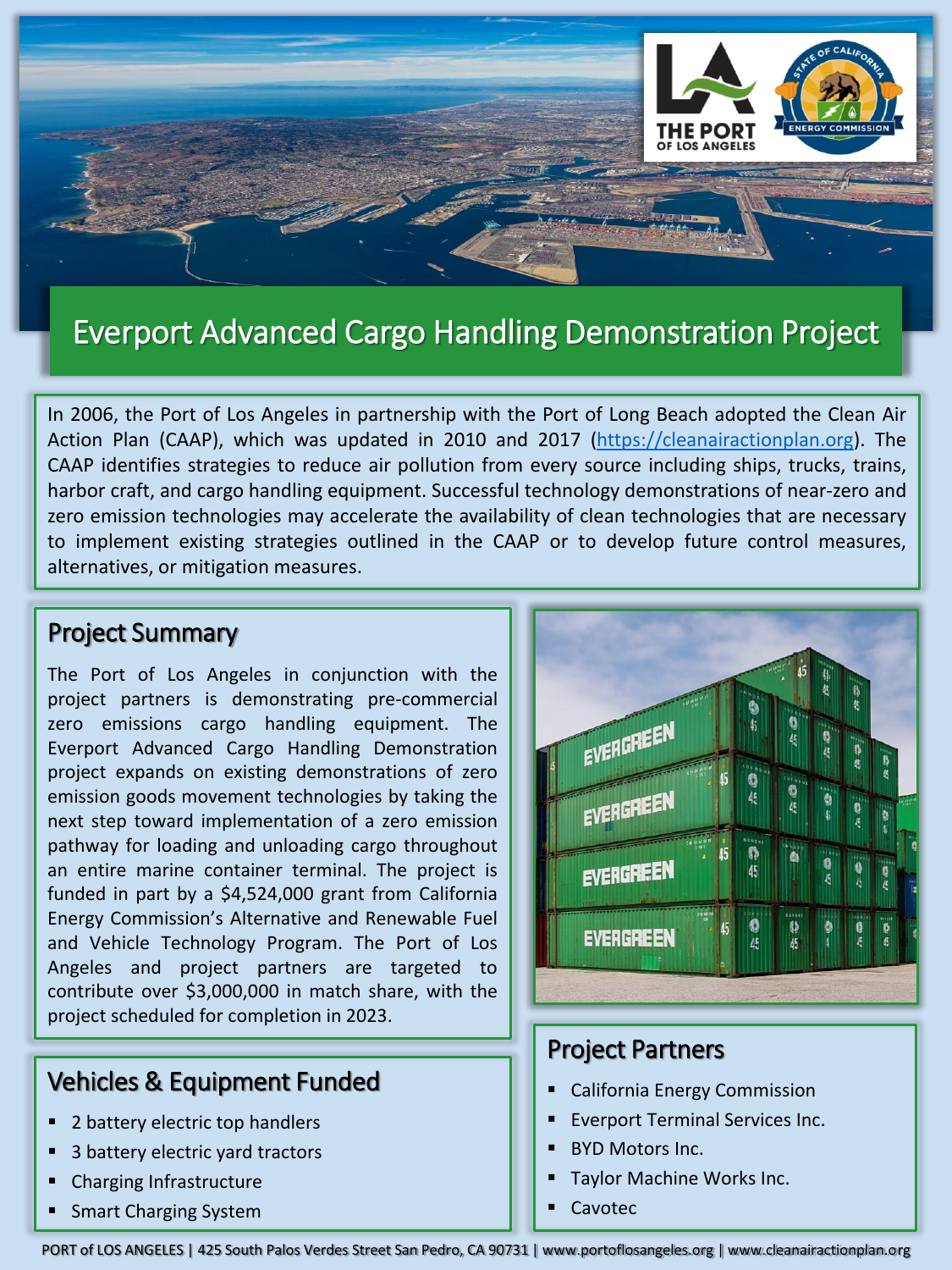# Everport Advanced Cargo Handling Demonstration Project

In 2006, the Port of Los Angeles in partnership with the Port of Long Beach adopted the Clean Air Action Plan (CAAP), which was updated in 2010 and 2017 (https://cleanairactionplan.org). The CAAP identifies strategies to reduce air pollution from every source including ships, trucks, trains, harbor craft, and cargo handling equipment. Successful technology demonstrations of near-zero and zero emission technologies may accelerate the availability of clean technologies that are necessary to implement existing strategies outlined in the CAAP or to develop future control measures, alternatives, or mitigation measures.

## Project Summary

The Port of Los Angeles in conjunction with the project partners is demonstrating pre-commercial zero emissions cargo handling equipment. The Everport Advanced Cargo Handling Demonstration project expands on existing demonstrations of zero emission goods movement technologies by taking the next step toward implementation of a zero emission pathway for loading and unloading cargo throughout an entire marine container terminal. The project is funded in part by a $4,524,000 grant from California Energy Commission's Alternative and Renewable Fuel and Vehicle Technology Program. The Port of Los Angeles and project partners are targeted to contribute over $3,000,000 in match share, with the project scheduled for completion in 2023.

## Vehicles & Equipment Funded

- 2 battery electric top handlers
- 3 battery electric yard tractors
- Charging Infrastructure
- Smart Charging System

## Project Partners

- California Energy Commission
- Everport Terminal Services Inc.
- BYD Motors Inc.
- Taylor Machine Works Inc.
- Cavotec

PORT of LOS ANGELES | 425 South Palos Verdes Street San Pedro, CA 90731 | www.portoflosangeles.org | www.cleanairactionplan.org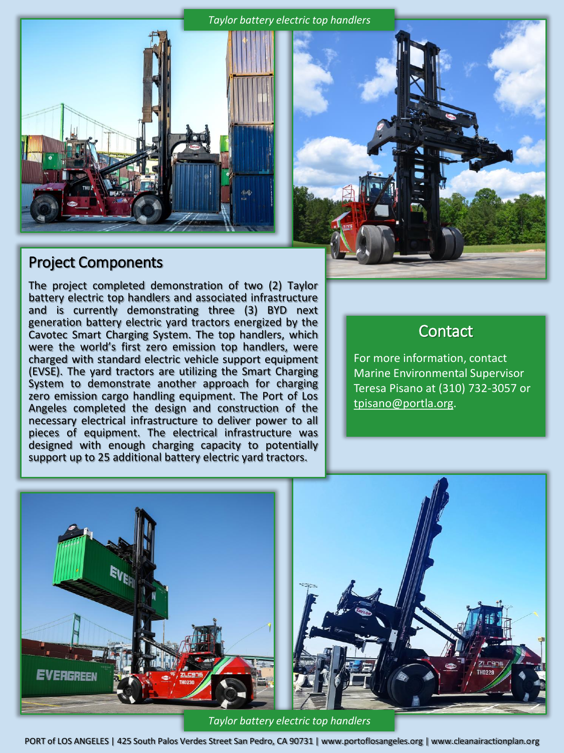*Taylor battery electric top handlers*

## Project Components

The project completed demonstration of two (2) Taylor battery electric top handlers and associated infrastructure and is currently demonstrating three (3) BYD next generation battery electric yard tractors energized by the Cavotec Smart Charging System. The top handlers, which were the world's first zero emission top handlers, were charged with standard electric vehicle support equipment (EVSE). The yard tractors are utilizing the Smart Charging System to demonstrate another approach for charging zero emission cargo handling equipment. The Port of Los Angeles completed the design and construction of the necessary electrical infrastructure to deliver power to all pieces of equipment. The electrical infrastructure was designed with enough charging capacity to potentially support up to 25 additional battery electric yard tractors.

## Contact

For more information, contact Marine Environmental Supervisor Teresa Pisano at (310) 732-3057 or tpisano@portla.org.

*Taylor battery electric top handlers*

PORT of LOS ANGELES | 425 South Palos Verdes Street San Pedro, CA 90731 | www.portoflosangeles.org | www.cleanairactionplan.org